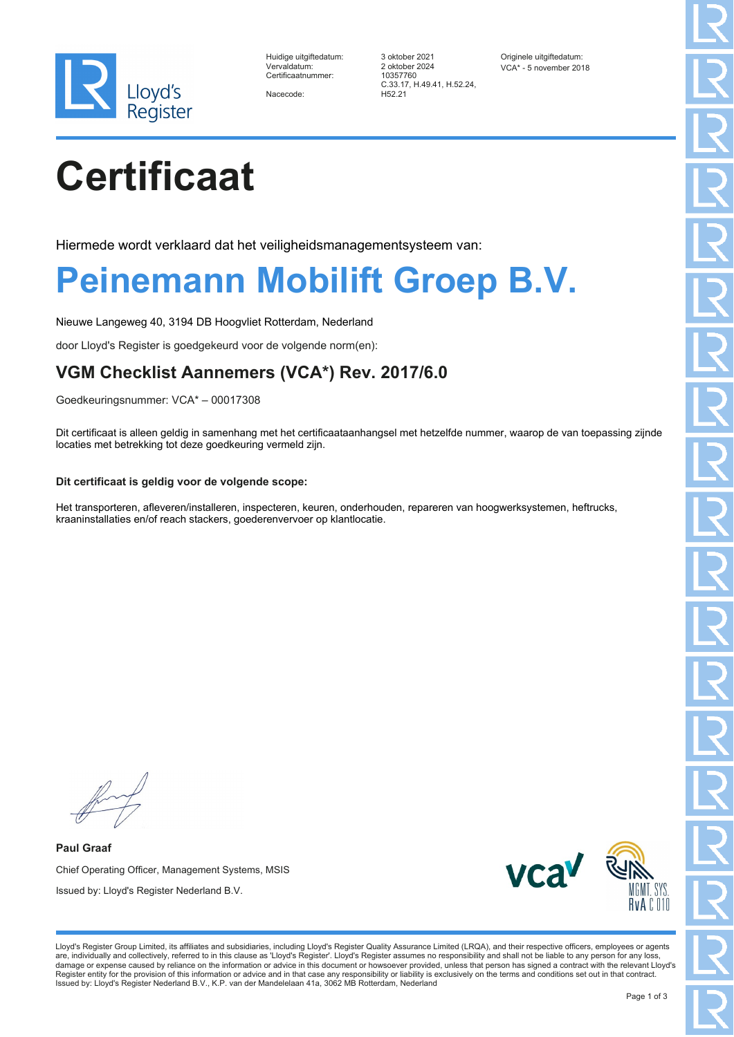| | | |
|---|---|---|
| Huidige uitgiftedatum: | 3 oktober 2021 | Originele uitgiftedatum: |
| Vervaldatum: | 2 oktober 2024 | VCA* - 5 november 2018 |
| Certificaatnummer: | 10357760 | |
| Nacecode: | C.33.17, H.49.41, H.52.24, H52.21 | |

# Certificaat

Hiermede wordt verklaard dat het veiligheidsmanagementsysteem van:

# Peinemann Mobilift Groep B.V.

Nieuwe Langeweg 40, 3194 DB Hoogvliet Rotterdam, Nederland

door Lloyd's Register is goedgekeurd voor de volgende norm(en):

## VGM Checklist Aannemers (VCA*) Rev. 2017/6.0

Goedkeuringsnummer: VCA* – 00017308

Dit certificaat is alleen geldig in samenhang met het certificaataanhangsel met hetzelfde nummer, waarop de van toepassing zijnde locaties met betrekking tot deze goedkeuring vermeld zijn.

**Dit certificaat is geldig voor de volgende scope:**

Het transporteren, afleveren/installeren, inspecteren, keuren, onderhouden, repareren van hoogwerksystemen, heftrucks, kraaninstallaties en/of reach stackers, goederenvervoer op klantlocatie.

**Paul Graaf**

Chief Operating Officer, Management Systems, MSIS

Issued by: Lloyd's Register Nederland B.V.

Lloyd's Register Group Limited, its affiliates and subsidiaries, including Lloyd's Register Quality Assurance Limited (LRQA), and their respective officers, employees or agents are, individually and collectively, referred to in this clause as 'Lloyd's Register'. Lloyd's Register assumes no responsibility and shall not be liable to any person for any loss, damage or expense caused by reliance on the information or advice in this document or howsoever provided, unless that person has signed a contract with the relevant Lloyd's Register entity for the provision of this information or advice and in that case any responsibility or liability is exclusively on the terms and conditions set out in that contract.
Issued by: Lloyd's Register Nederland B.V., K.P. van der Mandelelaan 41a, 3062 MB Rotterdam, Nederland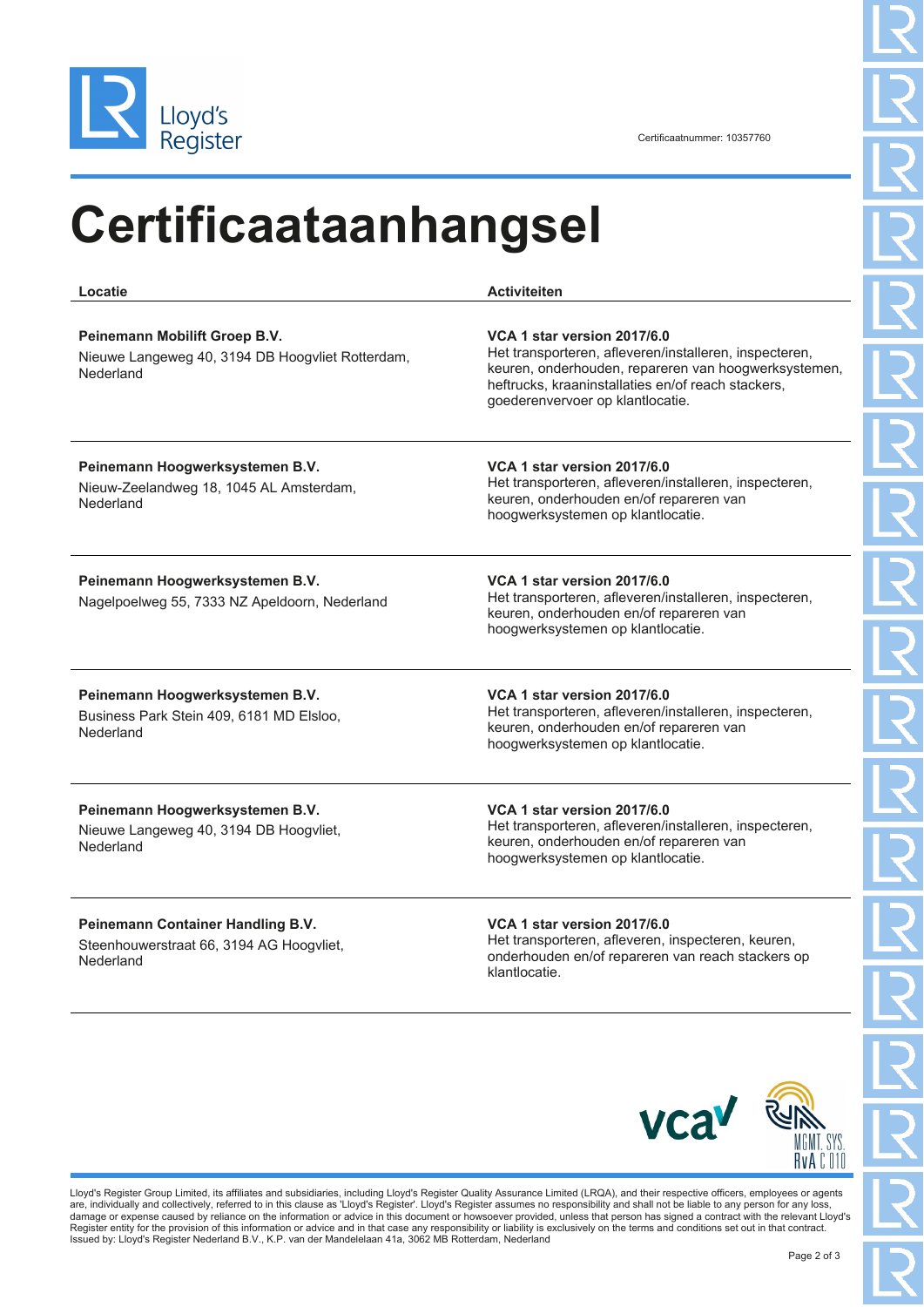Certificaatnummer: 10357760

# Certificaataanhangsel

| Locatie | Activiteiten |
|---|---|
| **Peinemann Mobilift Groep B.V.**<br>Nieuwe Langeweg 40, 3194 DB Hoogvliet Rotterdam, Nederland | **VCA 1 star version 2017/6.0**<br>Het transporteren, afleveren/installeren, inspecteren, keuren, onderhouden, repareren van hoogwerksystemen, heftrucks, kraaninstallaties en/of reach stackers, goederenvervoer op klantlocatie. |
| **Peinemann Hoogwerksystemen B.V.**<br>Nieuw-Zeelandweg 18, 1045 AL Amsterdam, Nederland | **VCA 1 star version 2017/6.0**<br>Het transporteren, afleveren/installeren, inspecteren, keuren, onderhouden en/of repareren van hoogwerksystemen op klantlocatie. |
| **Peinemann Hoogwerksystemen B.V.**<br>Nagelpoelweg 55, 7333 NZ Apeldoorn, Nederland | **VCA 1 star version 2017/6.0**<br>Het transporteren, afleveren/installeren, inspecteren, keuren, onderhouden en/of repareren van hoogwerksystemen op klantlocatie. |
| **Peinemann Hoogwerksystemen B.V.**<br>Business Park Stein 409, 6181 MD Elsloo, Nederland | **VCA 1 star version 2017/6.0**<br>Het transporteren, afleveren/installeren, inspecteren, keuren, onderhouden en/of repareren van hoogwerksystemen op klantlocatie. |
| **Peinemann Hoogwerksystemen B.V.**<br>Nieuwe Langeweg 40, 3194 DB Hoogvliet, Nederland | **VCA 1 star version 2017/6.0**<br>Het transporteren, afleveren/installeren, inspecteren, keuren, onderhouden en/of repareren van hoogwerksystemen op klantlocatie. |
| **Peinemann Container Handling B.V.**<br>Steenhouwerstraat 66, 3194 AG Hoogvliet, Nederland | **VCA 1 star version 2017/6.0**<br>Het transporteren, afleveren, inspecteren, keuren, onderhouden en/of repareren van reach stackers op klantlocatie. |

MGMT. SYS. RvA C 010

Lloyd's Register Group Limited, its affiliates and subsidiaries, including Lloyd's Register Quality Assurance Limited (LRQA), and their respective officers, employees or agents are, individually and collectively, referred to in this clause as 'Lloyd's Register'. Lloyd's Register assumes no responsibility and shall not be liable to any person for any loss, damage or expense caused by reliance on the information or advice in this document or howsoever provided, unless that person has signed a contract with the relevant Lloyd's Register entity for the provision of this information or advice and in that case any responsibility or liability is exclusively on the terms and conditions set out in that contract.
Issued by: Lloyd's Register Nederland B.V., K.P. van der Mandelelaan 41a, 3062 MB Rotterdam, Nederland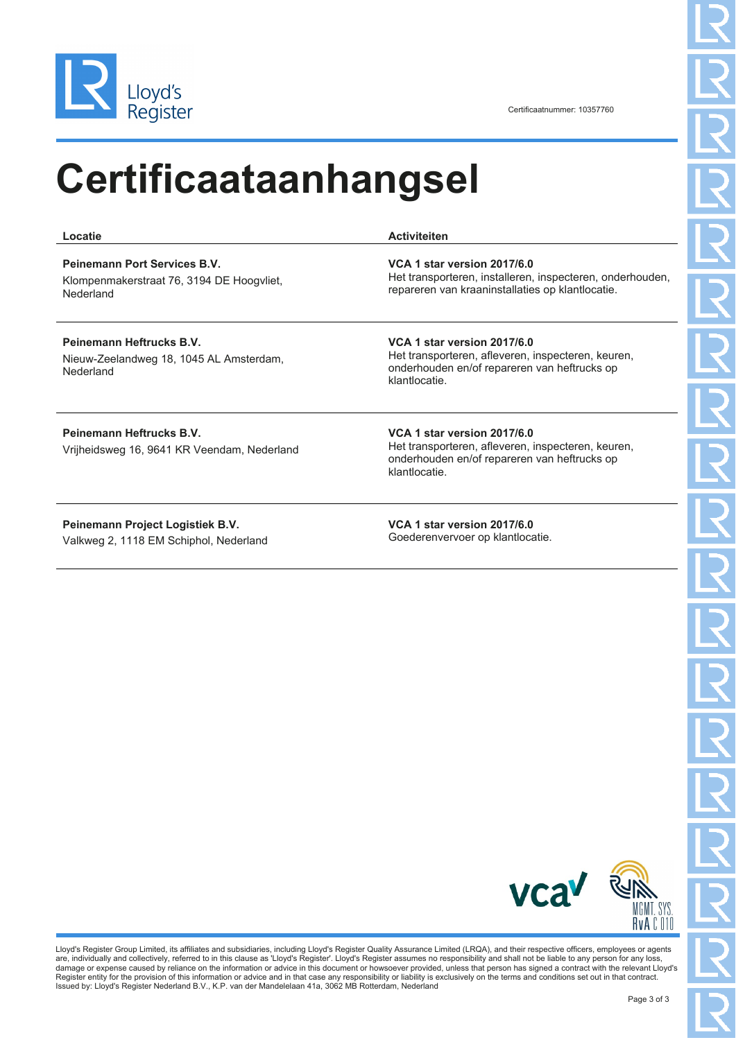Certificaatnummer: 10357760

# Certificaataanhangsel

| Locatie | Activiteiten |
| --- | --- |
| **Peinemann Port Services B.V.**<br>Klompenmakerstraat 76, 3194 DE Hoogvliet, Nederland | **VCA 1 star version 2017/6.0**<br>Het transporteren, installeren, inspecteren, onderhouden, repareren van kraaninstallaties op klantlocatie. |
| **Peinemann Heftrucks B.V.**<br>Nieuw-Zeelandweg 18, 1045 AL Amsterdam, Nederland | **VCA 1 star version 2017/6.0**<br>Het transporteren, afleveren, inspecteren, keuren, onderhouden en/of repareren van heftrucks op klantlocatie. |
| **Peinemann Heftrucks B.V.**<br>Vrijheidsweg 16, 9641 KR Veendam, Nederland | **VCA 1 star version 2017/6.0**<br>Het transporteren, afleveren, inspecteren, keuren, onderhouden en/of repareren van heftrucks op klantlocatie. |
| **Peinemann Project Logistiek B.V.**<br>Valkweg 2, 1118 EM Schiphol, Nederland | **VCA 1 star version 2017/6.0**<br>Goederenvervoer op klantlocatie. |

MGMT. SYS.
RvA C 010

Lloyd's Register Group Limited, its affiliates and subsidiaries, including Lloyd's Register Quality Assurance Limited (LRQA), and their respective officers, employees or agents are, individually and collectively, referred to in this clause as 'Lloyd's Register'. Lloyd's Register assumes no responsibility and shall not be liable to any person for any loss, damage or expense caused by reliance on the information or advice in this document or howsoever provided, unless that person has signed a contract with the relevant Lloyd's Register entity for the provision of this information or advice and in that case any responsibility or liability is exclusively on the terms and conditions set out in that contract.
Issued by: Lloyd's Register Nederland B.V., K.P. van der Mandelelaan 41a, 3062 MB Rotterdam, Nederland